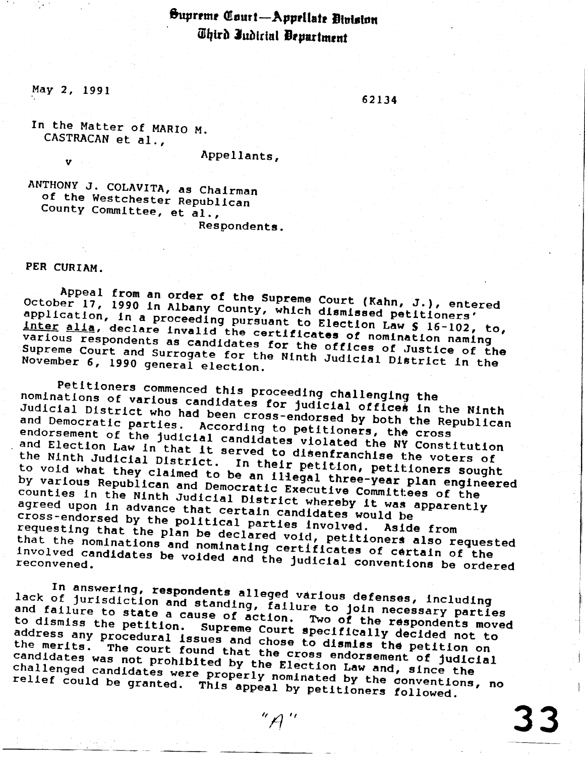# Supreme Court—Appellate Division
## Third Judicial Department

May 2, 1991

62134

In the Matter of MARIO M. CASTRACAN et al.,

Appellants,

v

ANTHONY J. COLAVITA, as Chairman of the Westchester Republican County Committee, et al.,

Respondents.

PER CURIAM.

Appeal from an order of the Supreme Court (Kahn, J.), entered October 17, 1990 in Albany County, which dismissed petitioners' application, in a proceeding pursuant to Election Law § 16-102, to, *inter alia*, declare invalid the certificates of nomination naming various respondents as candidates for the offices of Justice of the Supreme Court and Surrogate for the Ninth Judicial District in the November 6, 1990 general election.

Petitioners commenced this proceeding challenging the nominations of various candidates for judicial offices in the Ninth Judicial District who had been cross-endorsed by both the Republican and Democratic parties. According to petitioners, the cross endorsement of the judicial candidates violated the NY Constitution and Election Law in that it served to disenfranchise the voters of the Ninth Judicial District. In their petition, petitioners sought to void what they claimed to be an illegal three-year plan engineered by various Republican and Democratic Executive Committees of the counties in the Ninth Judicial District whereby it was apparently agreed upon in advance that certain candidates would be cross-endorsed by the political parties involved. Aside from requesting that the plan be declared void, petitioners also requested that the nominations and nominating certificates of certain of the involved candidates be voided and the judicial conventions be ordered reconvened.

In answering, respondents alleged various defenses, including lack of jurisdiction and standing, failure to join necessary parties and failure to state a cause of action. Two of the respondents moved to dismiss the petition. Supreme Court specifically decided not to address any procedural issues and chose to dismiss the petition on the merits. The court found that the cross endorsement of judicial candidates was not prohibited by the Election Law and, since the challenged candidates were properly nominated by the conventions, no relief could be granted. This appeal by petitioners followed.

"A"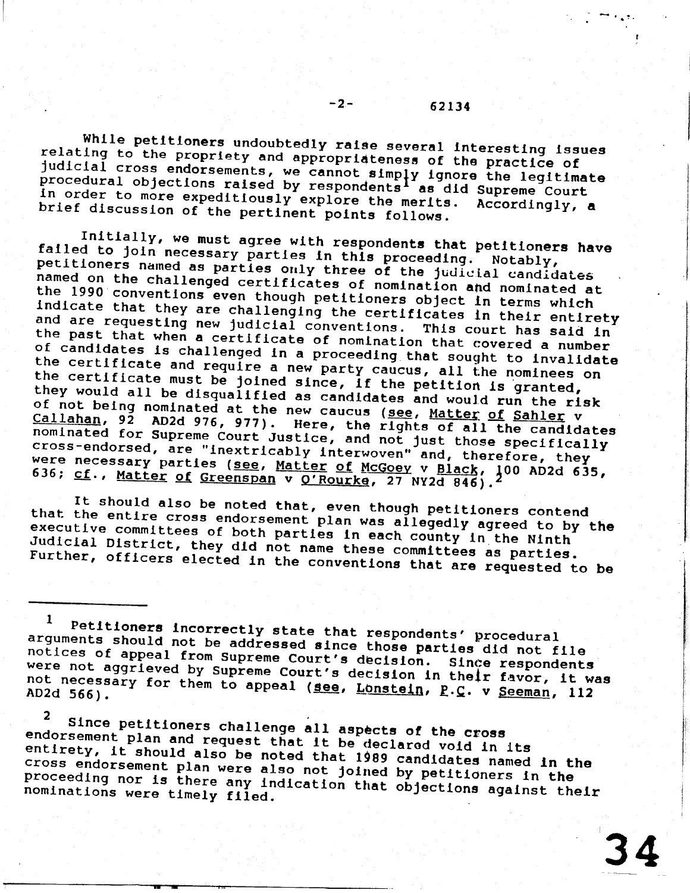While petitioners undoubtedly raise several interesting issues relating to the propriety and appropriateness of the practice of judicial cross endorsements, we cannot simply ignore the legitimate procedural objections raised by respondents[1] as did Supreme Court in order to more expeditiously explore the merits. Accordingly, a brief discussion of the pertinent points follows.

Initially, we must agree with respondents that petitioners have failed to join necessary parties in this proceeding. Notably, petitioners named as parties only three of the judicial candidates named on the challenged certificates of nomination and nominated at the 1990 conventions even though petitioners object in terms which indicate that they are challenging the certificates in their entirety and are requesting new judicial conventions. This court has said in the past that when a certificate of nomination that covered a number of candidates is challenged in a proceeding that sought to invalidate the certificate and require a new party caucus, all the nominees on the certificate must be joined since, if the petition is granted, they would all be disqualified as candidates and would run the risk of not being nominated at the new caucus (see, Matter of Sahler v Callahan, 92 AD2d 976, 977). Here, the rights of all the candidates nominated for Supreme Court Justice, and not just those specifically cross-endorsed, are "inextricably interwoven" and, therefore, they were necessary parties (see, Matter of McGoey v Black, 100 AD2d 635, 636; cf., Matter of Greenspan v O'Rourke, 27 NY2d 846).[2]

It should also be noted that, even though petitioners contend that the entire cross endorsement plan was allegedly agreed to by the executive committees of both parties in each county in the Ninth Judicial District, they did not name these committees as parties. Further, officers elected in the conventions that are requested to be

---

[1] Petitioners incorrectly state that respondents' procedural arguments should not be addressed since those parties did not file notices of appeal from Supreme Court's decision. Since respondents were not aggrieved by Supreme Court's decision in their favor, it was not necessary for them to appeal (see, Lonstein, P.C. v Seeman, 112 AD2d 566).

[2] Since petitioners challenge all aspects of the cross endorsement plan and request that it be declared void in its entirety, it should also be noted that 1989 candidates named in the cross endorsement plan were also not joined by petitioners in the proceeding nor is there any indication that objections against their nominations were timely filed.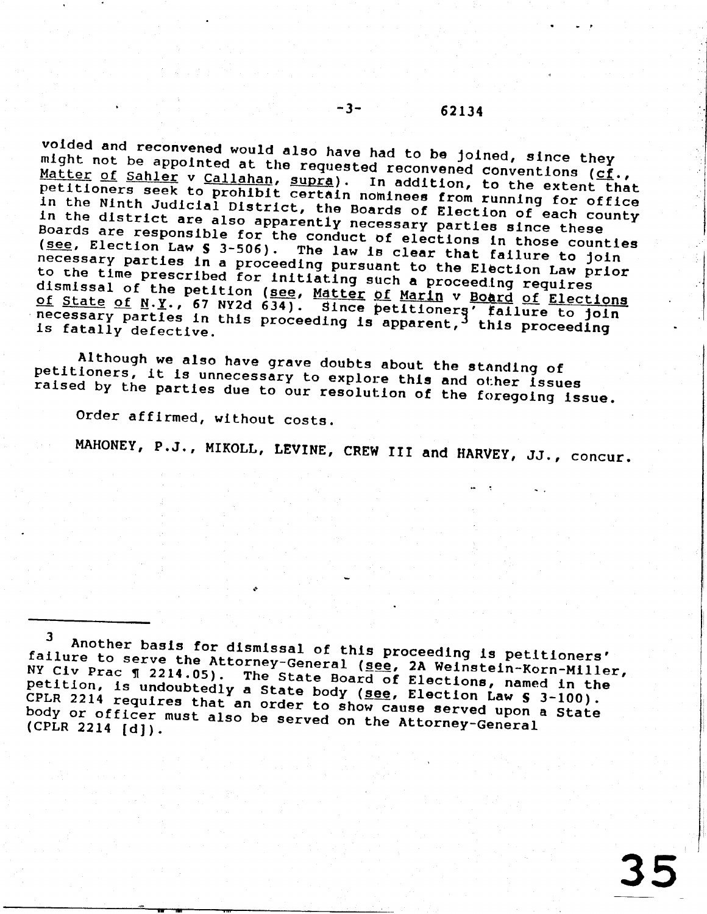voided and reconvened would also have had to be joined, since they might not be appointed at the requested reconvened conventions (cf., Matter of Sahler v Callahan, supra). In addition, to the extent that petitioners seek to prohibit certain nominees from running for office in the Ninth Judicial District, the Boards of Election of each county in the district are also apparently necessary parties since these Boards are responsible for the conduct of elections in those counties (see, Election Law § 3-506). The law is clear that failure to join necessary parties in a proceeding pursuant to the Election Law prior to the time prescribed for initiating such a proceeding requires dismissal of the petition (see, Matter of Marin v Board of Elections of State of N.Y., 67 NY2d 634). Since petitioners' failure to join necessary parties in this proceeding is apparent,[3] this proceeding is fatally defective.

Although we also have grave doubts about the standing of petitioners, it is unnecessary to explore this and other issues raised by the parties due to our resolution of the foregoing issue.

Order affirmed, without costs.

MAHONEY, P.J., MIKOLL, LEVINE, CREW III and HARVEY, JJ., concur.

---

[3] Another basis for dismissal of this proceeding is petitioners' failure to serve the Attorney-General (see, 2A Weinstein-Korn-Miller, NY Civ Prac ¶ 2214.05). The State Board of Elections, named in the petition, is undoubtedly a State body (see, Election Law § 3-100). CPLR 2214 requires that an order to show cause served upon a State body or officer must also be served on the Attorney-General (CPLR 2214 [d]).